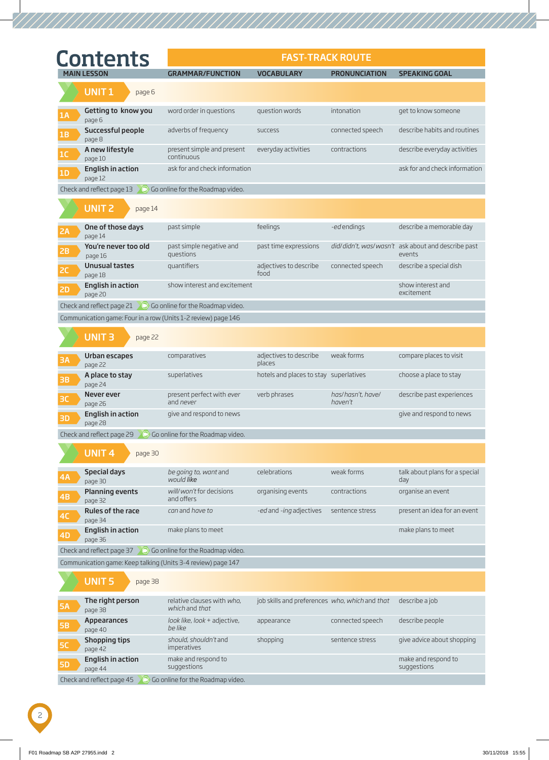# Contents

| MAIN LESSON | GRAMMAR/FUNCTION | VOCABULARY | PRONUNCIATION | SPEAKING GOAL |
|---|---|---|---|---|
| **UNIT 1** page 6 | | | | |
| **1A Getting to know you** page 6 | word order in questions | question words | intonation | get to know someone |
| **1B Successful people** page 8 | adverbs of frequency | success | connected speech | describe habits and routines |
| **1C A new lifestyle** page 10 | present simple and present continuous | everyday activities | contractions | describe everyday activities |
| **1D English in action** page 12 | ask for and check information | | | ask for and check information |
| Check and reflect page 13 | Go online for the Roadmap video. | | | |
| **UNIT 2** page 14 | | | | |
| **2A One of those days** page 14 | past simple | feelings | *-ed* endings | describe a memorable day |
| **2B You're never too old** page 16 | past simple negative and questions | past time expressions | *did/didn't, was/wasn't* | ask about and describe past events |
| **2C Unusual tastes** page 18 | quantifiers | adjectives to describe food | connected speech | describe a special dish |
| **2D English in action** page 20 | show interest and excitement | | | show interest and excitement |
| Check and reflect page 21 | Go online for the Roadmap video. | | | |
| Communication game: Four in a row (Units 1-2 review) page 146 | | | | |
| **UNIT 3** page 22 | | | | |
| **3A Urban escapes** page 22 | comparatives | adjectives to describe places | weak forms | compare places to visit |
| **3B A place to stay** page 24 | superlatives | hotels and places to stay | superlatives | choose a place to stay |
| **3C Never ever** page 26 | present perfect with *ever* and *never* | verb phrases | *has/hasn't, have/haven't* | describe past experiences |
| **3D English in action** page 28 | give and respond to news | | | give and respond to news |
| Check and reflect page 29 | Go online for the Roadmap video. | | | |
| **UNIT 4** page 30 | | | | |
| **4A Special days** page 30 | *be going to, want* and *would like* | celebrations | weak forms | talk about plans for a special day |
| **4B Planning events** page 32 | *will/won't* for decisions and offers | organising events | contractions | organise an event |
| **4C Rules of the race** page 34 | *can* and *have to* | *-ed* and *-ing* adjectives | sentence stress | present an idea for an event |
| **4D English in action** page 36 | make plans to meet | | | make plans to meet |
| Check and reflect page 37 | Go online for the Roadmap video. | | | |
| Communication game: Keep talking (Units 3-4 review) page 147 | | | | |
| **UNIT 5** page 38 | | | | |
| **5A The right person** page 38 | relative clauses with *who, which* and *that* | job skills and preferences | *who, which* and *that* | describe a job |
| **5B Appearances** page 40 | *look like, look* + adjective, *be like* | appearance | connected speech | describe people |
| **5C Shopping tips** page 42 | *should, shouldn't* and imperatives | shopping | sentence stress | give advice about shopping |
| **5D English in action** page 44 | make and respond to suggestions | | | make and respond to suggestions |
| Check and reflect page 45 | Go online for the Roadmap video. | | | |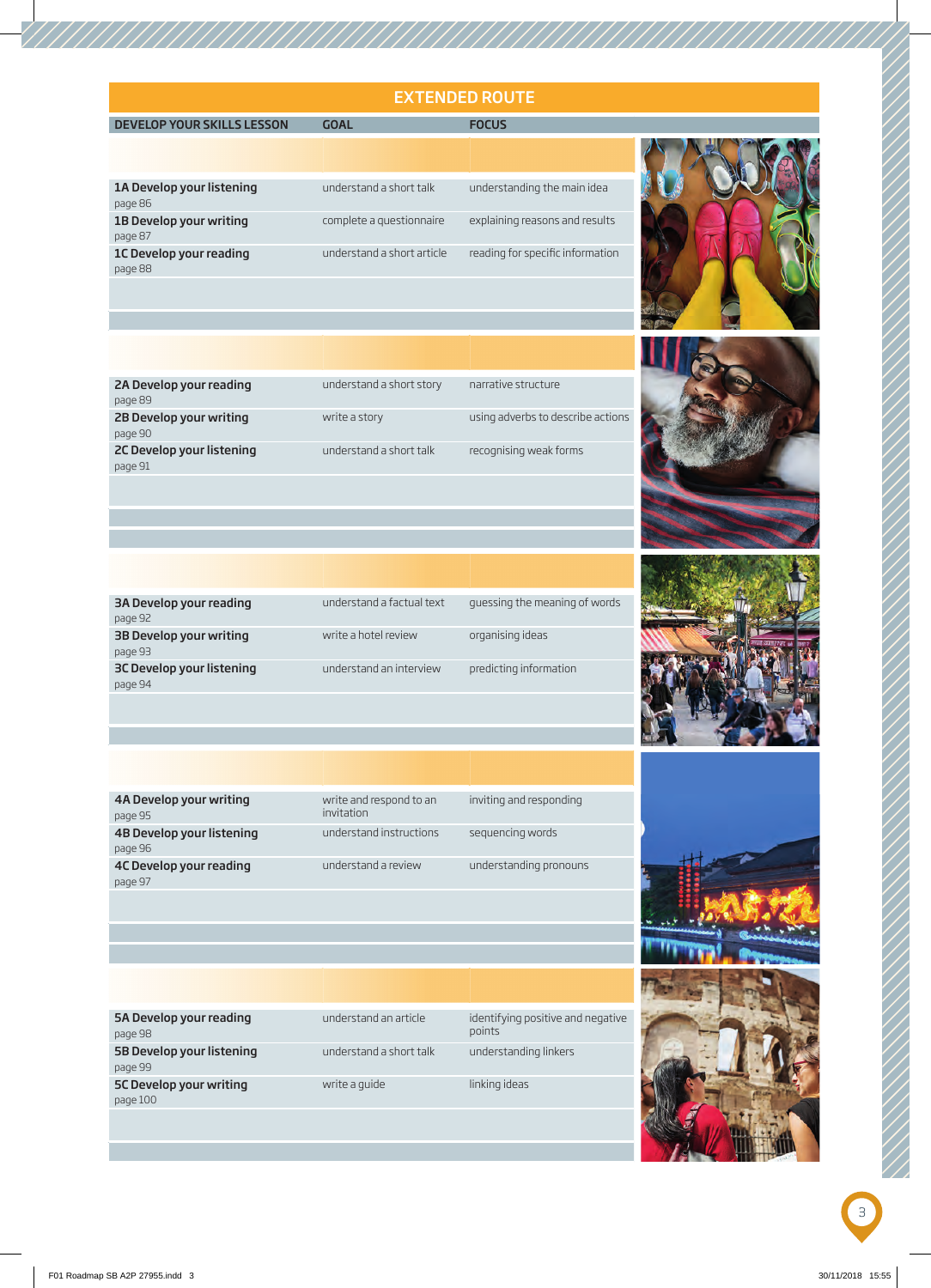# EXTENDED ROUTE

| DEVELOP YOUR SKILLS LESSON | GOAL | FOCUS |
|---|---|---|
| **1A Develop your listening** page 86 | understand a short talk | understanding the main idea |
| **1B Develop your writing** page 87 | complete a questionnaire | explaining reasons and results |
| **1C Develop your reading** page 88 | understand a short article | reading for specific information |
| **2A Develop your reading** page 89 | understand a short story | narrative structure |
| **2B Develop your writing** page 90 | write a story | using adverbs to describe actions |
| **2C Develop your listening** page 91 | understand a short talk | recognising weak forms |
| **3A Develop your reading** page 92 | understand a factual text | guessing the meaning of words |
| **3B Develop your writing** page 93 | write a hotel review | organising ideas |
| **3C Develop your listening** page 94 | understand an interview | predicting information |
| **4A Develop your writing** page 95 | write and respond to an invitation | inviting and responding |
| **4B Develop your listening** page 96 | understand instructions | sequencing words |
| **4C Develop your reading** page 97 | understand a review | understanding pronouns |
| **5A Develop your reading** page 98 | understand an article | identifying positive and negative points |
| **5B Develop your listening** page 99 | understand a short talk | understanding linkers |
| **5C Develop your writing** page 100 | write a guide | linking ideas |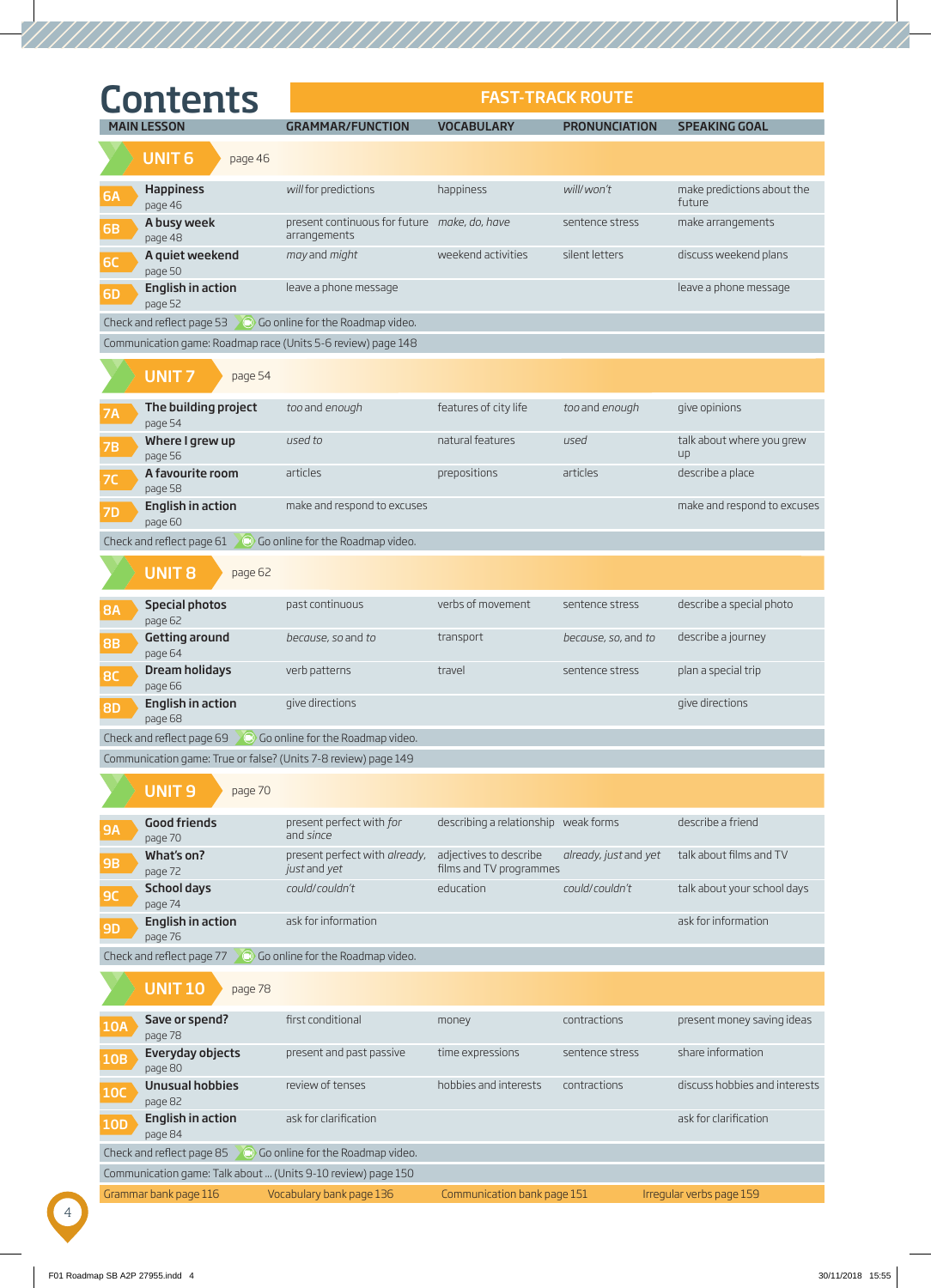# Contents

## FAST-TRACK ROUTE

| MAIN LESSON | GRAMMAR/FUNCTION | VOCABULARY | PRONUNCIATION | SPEAKING GOAL |
|---|---|---|---|---|
| **UNIT 6** page 46 | | | | |
| 6A **Happiness** page 46 | *will* for predictions | happiness | *will/won't* | make predictions about the future |
| 6B **A busy week** page 48 | present continuous for future arrangements | *make, do, have* | sentence stress | make arrangements |
| 6C **A quiet weekend** page 50 | *may* and *might* | weekend activities | silent letters | discuss weekend plans |
| 6D **English in action** page 52 | leave a phone message | | | leave a phone message |
| Check and reflect page 53 | Go online for the Roadmap video. | | | |
| Communication game: Roadmap race (Units 5-6 review) page 148 | | | | |
| **UNIT 7** page 54 | | | | |
| 7A **The building project** page 54 | *too* and *enough* | features of city life | *too* and *enough* | give opinions |
| 7B **Where I grew up** page 56 | *used to* | natural features | *used* | talk about where you grew up |
| 7C **A favourite room** page 58 | articles | prepositions | articles | describe a place |
| 7D **English in action** page 60 | make and respond to excuses | | | make and respond to excuses |
| Check and reflect page 61 | Go online for the Roadmap video. | | | |
| **UNIT 8** page 62 | | | | |
| 8A **Special photos** page 62 | past continuous | verbs of movement | sentence stress | describe a special photo |
| 8B **Getting around** page 64 | *because, so* and *to* | transport | *because, so,* and *to* | describe a journey |
| 8C **Dream holidays** page 66 | verb patterns | travel | sentence stress | plan a special trip |
| 8D **English in action** page 68 | give directions | | | give directions |
| Check and reflect page 69 | Go online for the Roadmap video. | | | |
| Communication game: True or false? (Units 7-8 review) page 149 | | | | |
| **UNIT 9** page 70 | | | | |
| 9A **Good friends** page 70 | present perfect with *for* and *since* | describing a relationship | weak forms | describe a friend |
| 9B **What's on?** page 72 | present perfect with *already, just* and *yet* | adjectives to describe films and TV programmes | *already, just* and *yet* | talk about films and TV |
| 9C **School days** page 74 | *could/couldn't* | education | *could/couldn't* | talk about your school days |
| 9D **English in action** page 76 | ask for information | | | ask for information |
| Check and reflect page 77 | Go online for the Roadmap video. | | | |
| **UNIT 10** page 78 | | | | |
| 10A **Save or spend?** page 78 | first conditional | money | contractions | present money saving ideas |
| 10B **Everyday objects** page 80 | present and past passive | time expressions | sentence stress | share information |
| 10C **Unusual hobbies** page 82 | review of tenses | hobbies and interests | contractions | discuss hobbies and interests |
| 10D **English in action** page 84 | ask for clarification | | | ask for clarification |
| Check and reflect page 85 | Go online for the Roadmap video. | | | |
| Communication game: Talk about ... (Units 9-10 review) page 150 | | | | |

Grammar bank page 116 | Vocabulary bank page 136 | Communication bank page 151 | Irregular verbs page 159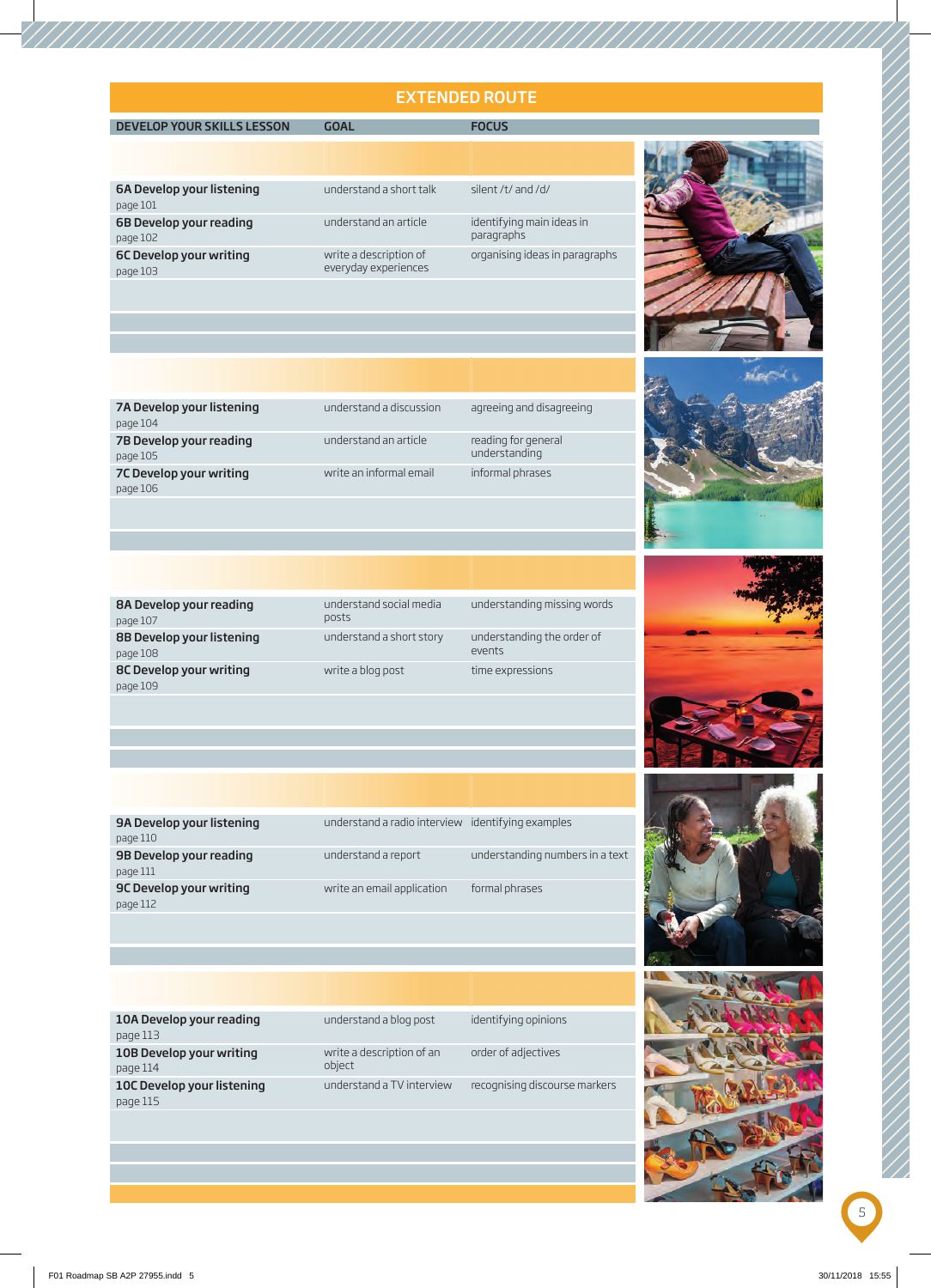# EXTENDED ROUTE

| DEVELOP YOUR SKILLS LESSON | GOAL | FOCUS |
|---|---|---|
| **6A Develop your listening** page 101 | understand a short talk | silent /t/ and /d/ |
| **6B Develop your reading** page 102 | understand an article | identifying main ideas in paragraphs |
| **6C Develop your writing** page 103 | write a description of everyday experiences | organising ideas in paragraphs |
| **7A Develop your listening** page 104 | understand a discussion | agreeing and disagreeing |
| **7B Develop your reading** page 105 | understand an article | reading for general understanding |
| **7C Develop your writing** page 106 | write an informal email | informal phrases |
| **8A Develop your reading** page 107 | understand social media posts | understanding missing words |
| **8B Develop your listening** page 108 | understand a short story | understanding the order of events |
| **8C Develop your writing** page 109 | write a blog post | time expressions |
| **9A Develop your listening** page 110 | understand a radio interview | identifying examples |
| **9B Develop your reading** page 111 | understand a report | understanding numbers in a text |
| **9C Develop your writing** page 112 | write an email application | formal phrases |
| **10A Develop your reading** page 113 | understand a blog post | identifying opinions |
| **10B Develop your writing** page 114 | write a description of an object | order of adjectives |
| **10C Develop your listening** page 115 | understand a TV interview | recognising discourse markers |